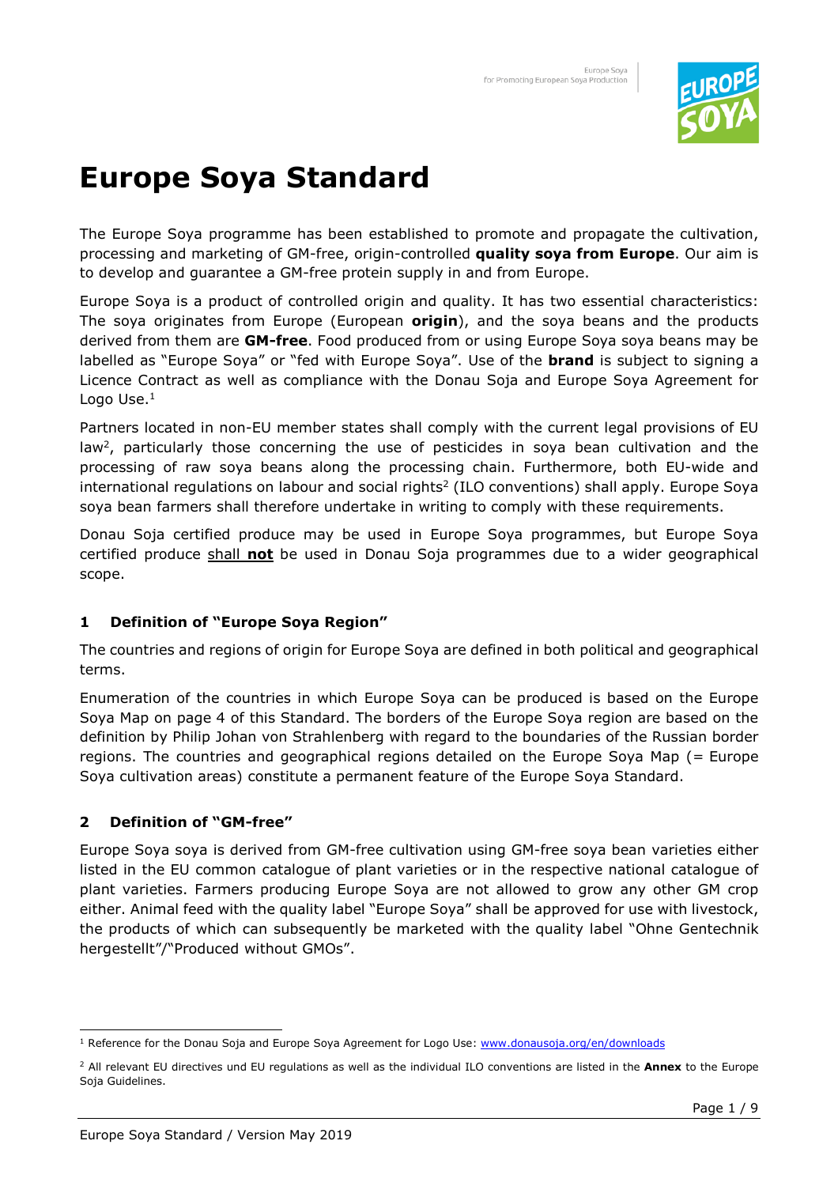# Europe Soya Standard

The Europe Soya programme has been established to promote and propagate the cultivation, processing and marketing of GM-free, origin-controlled **quality soya from Europe**. Our aim is to develop and guarantee a GM-free protein supply in and from Europe.

Europe Soya is a product of controlled origin and quality. It has two essential characteristics: The soya originates from Europe (European **origin**), and the soya beans and the products derived from them are **GM-free**. Food produced from or using Europe Soya soya beans may be labelled as "Europe Soya" or "fed with Europe Soya". Use of the **brand** is subject to signing a Licence Contract as well as compliance with the Donau Soja and Europe Soya Agreement for Logo Use.[1]

Partners located in non-EU member states shall comply with the current legal provisions of EU law[2], particularly those concerning the use of pesticides in soya bean cultivation and the processing of raw soya beans along the processing chain. Furthermore, both EU-wide and international regulations on labour and social rights[2] (ILO conventions) shall apply. Europe Soya soya bean farmers shall therefore undertake in writing to comply with these requirements.

Donau Soja certified produce may be used in Europe Soya programmes, but Europe Soya certified produce shall **not** be used in Donau Soja programmes due to a wider geographical scope.

## 1 Definition of "Europe Soya Region"

The countries and regions of origin for Europe Soya are defined in both political and geographical terms.

Enumeration of the countries in which Europe Soya can be produced is based on the Europe Soya Map on page 4 of this Standard. The borders of the Europe Soya region are based on the definition by Philip Johan von Strahlenberg with regard to the boundaries of the Russian border regions. The countries and geographical regions detailed on the Europe Soya Map (= Europe Soya cultivation areas) constitute a permanent feature of the Europe Soya Standard.

## 2 Definition of "GM-free"

Europe Soya soya is derived from GM-free cultivation using GM-free soya bean varieties either listed in the EU common catalogue of plant varieties or in the respective national catalogue of plant varieties. Farmers producing Europe Soya are not allowed to grow any other GM crop either. Animal feed with the quality label "Europe Soya" shall be approved for use with livestock, the products of which can subsequently be marketed with the quality label "Ohne Gentechnik hergestellt"/"Produced without GMOs".

---

[1] Reference for the Donau Soja and Europe Soya Agreement for Logo Use: www.donausoja.org/en/downloads

[2] All relevant EU directives und EU regulations as well as the individual ILO conventions are listed in the **Annex** to the Europe Soja Guidelines.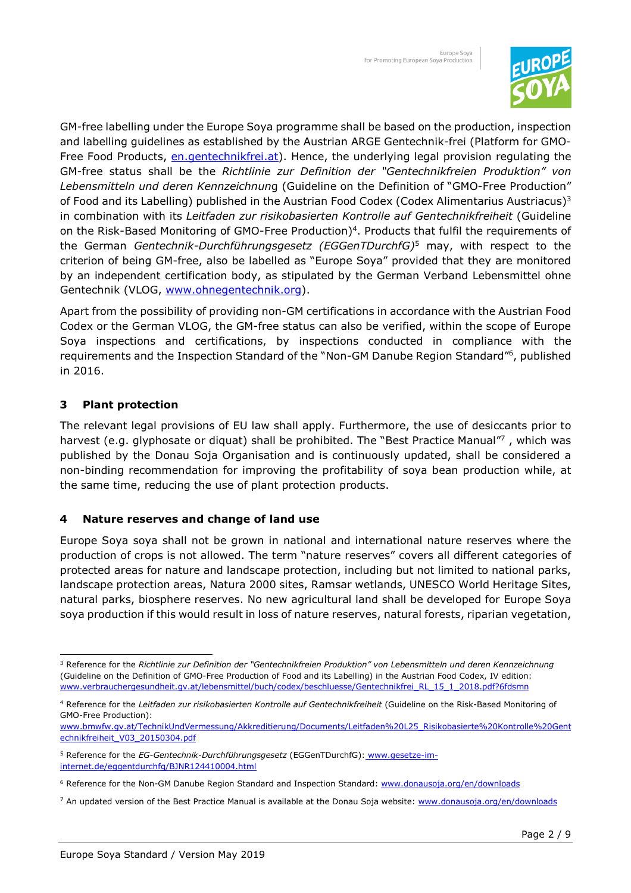GM-free labelling under the Europe Soya programme shall be based on the production, inspection and labelling guidelines as established by the Austrian ARGE Gentechnik-frei (Platform for GMO-Free Food Products, en.gentechnikfrei.at). Hence, the underlying legal provision regulating the GM-free status shall be the *Richtlinie zur Definition der "Gentechnikfreien Produktion" von Lebensmitteln und deren Kennzeichnung* (Guideline on the Definition of "GMO-Free Production" of Food and its Labelling) published in the Austrian Food Codex (Codex Alimentarius Austriacus)[3] in combination with its *Leitfaden zur risikobasierten Kontrolle auf Gentechnikfreiheit* (Guideline on the Risk-Based Monitoring of GMO-Free Production)[4]. Products that fulfil the requirements of the German *Gentechnik-Durchführungsgesetz (EGGenTDurchfG)*[5] may, with respect to the criterion of being GM-free, also be labelled as "Europe Soya" provided that they are monitored by an independent certification body, as stipulated by the German Verband Lebensmittel ohne Gentechnik (VLOG, www.ohnegentechnik.org).

Apart from the possibility of providing non-GM certifications in accordance with the Austrian Food Codex or the German VLOG, the GM-free status can also be verified, within the scope of Europe Soya inspections and certifications, by inspections conducted in compliance with the requirements and the Inspection Standard of the "Non-GM Danube Region Standard"[6], published in 2016.

## 3 Plant protection

The relevant legal provisions of EU law shall apply. Furthermore, the use of desiccants prior to harvest (e.g. glyphosate or diquat) shall be prohibited. The "Best Practice Manual"[7] , which was published by the Donau Soja Organisation and is continuously updated, shall be considered a non-binding recommendation for improving the profitability of soya bean production while, at the same time, reducing the use of plant protection products.

## 4 Nature reserves and change of land use

Europe Soya soya shall not be grown in national and international nature reserves where the production of crops is not allowed. The term "nature reserves" covers all different categories of protected areas for nature and landscape protection, including but not limited to national parks, landscape protection areas, Natura 2000 sites, Ramsar wetlands, UNESCO World Heritage Sites, natural parks, biosphere reserves. No new agricultural land shall be developed for Europe Soya soya production if this would result in loss of nature reserves, natural forests, riparian vegetation,

---

[3] Reference for the *Richtlinie zur Definition der "Gentechnikfreien Produktion" von Lebensmitteln und deren Kennzeichnung* (Guideline on the Definition of GMO-Free Production of Food and its Labelling) in the Austrian Food Codex, IV edition: www.verbrauchergesundheit.gv.at/lebensmittel/buch/codex/beschluesse/Gentechnikfrei_RL_15_1_2018.pdf?6fdsmn

[4] Reference for the *Leitfaden zur risikobasierten Kontrolle auf Gentechnikfreiheit* (Guideline on the Risk-Based Monitoring of GMO-Free Production): www.bmwfw.gv.at/TechnikUndVermessung/Akkreditierung/Documents/Leitfaden%20L25_Risikobasierte%20Kontrolle%20Gentechnikfreiheit_V03_20150304.pdf

[5] Reference for the *EG-Gentechnik-Durchführungsgesetz* (EGGenTDurchfG): www.gesetze-im-internet.de/eggentdurchfg/BJNR124410004.html

[6] Reference for the Non-GM Danube Region Standard and Inspection Standard: www.donausoja.org/en/downloads

[7] An updated version of the Best Practice Manual is available at the Donau Soja website: www.donausoja.org/en/downloads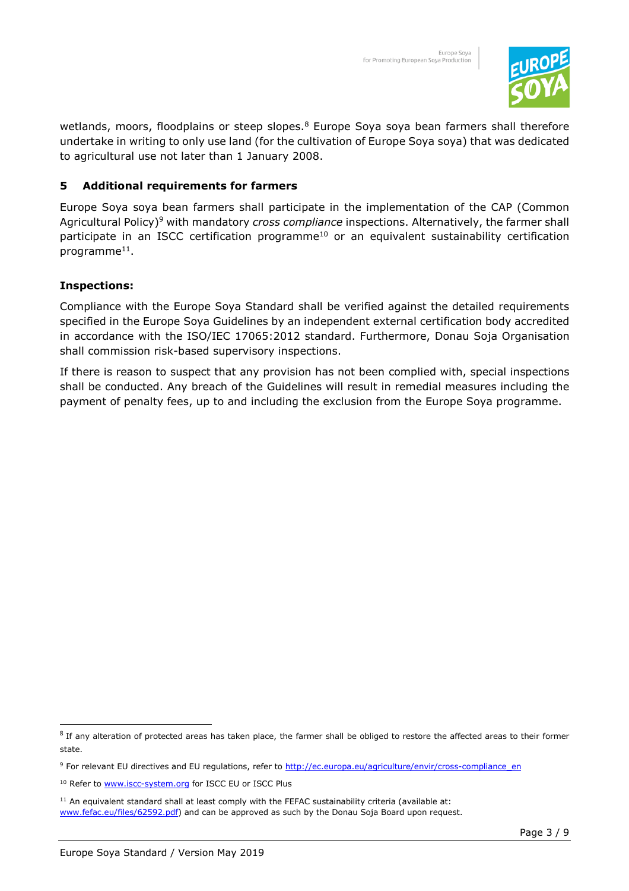wetlands, moors, floodplains or steep slopes.[8] Europe Soya soya bean farmers shall therefore undertake in writing to only use land (for the cultivation of Europe Soya soya) that was dedicated to agricultural use not later than 1 January 2008.

## 5 Additional requirements for farmers

Europe Soya soya bean farmers shall participate in the implementation of the CAP (Common Agricultural Policy)[9] with mandatory *cross compliance* inspections. Alternatively, the farmer shall participate in an ISCC certification programme[10] or an equivalent sustainability certification programme[11].

**Inspections:**

Compliance with the Europe Soya Standard shall be verified against the detailed requirements specified in the Europe Soya Guidelines by an independent external certification body accredited in accordance with the ISO/IEC 17065:2012 standard. Furthermore, Donau Soja Organisation shall commission risk-based supervisory inspections.

If there is reason to suspect that any provision has not been complied with, special inspections shall be conducted. Any breach of the Guidelines will result in remedial measures including the payment of penalty fees, up to and including the exclusion from the Europe Soya programme.

---

[8] If any alteration of protected areas has taken place, the farmer shall be obliged to restore the affected areas to their former state.

[9] For relevant EU directives and EU regulations, refer to http://ec.europa.eu/agriculture/envir/cross-compliance_en

[10] Refer to www.iscc-system.org for ISCC EU or ISCC Plus

[11] An equivalent standard shall at least comply with the FEFAC sustainability criteria (available at: www.fefac.eu/files/62592.pdf) and can be approved as such by the Donau Soja Board upon request.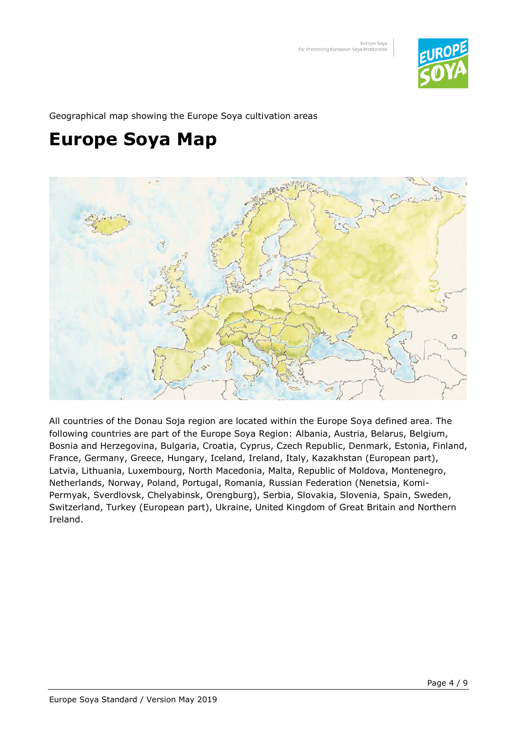Geographical map showing the Europe Soya cultivation areas

# Europe Soya Map

All countries of the Donau Soja region are located within the Europe Soya defined area. The following countries are part of the Europe Soya Region: Albania, Austria, Belarus, Belgium, Bosnia and Herzegovina, Bulgaria, Croatia, Cyprus, Czech Republic, Denmark, Estonia, Finland, France, Germany, Greece, Hungary, Iceland, Ireland, Italy, Kazakhstan (European part), Latvia, Lithuania, Luxembourg, North Macedonia, Malta, Republic of Moldova, Montenegro, Netherlands, Norway, Poland, Portugal, Romania, Russian Federation (Nenetsia, Komi-Permyak, Sverdlovsk, Chelyabinsk, Orengburg), Serbia, Slovakia, Slovenia, Spain, Sweden, Switzerland, Turkey (European part), Ukraine, United Kingdom of Great Britain and Northern Ireland.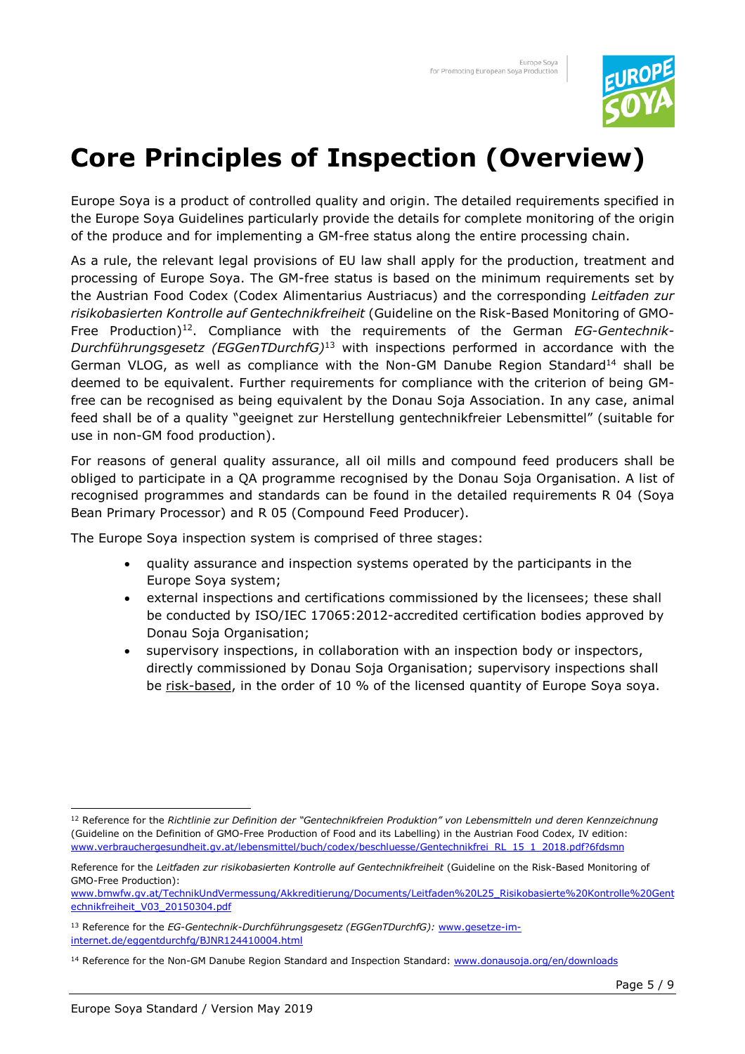# Core Principles of Inspection (Overview)

Europe Soya is a product of controlled quality and origin. The detailed requirements specified in the Europe Soya Guidelines particularly provide the details for complete monitoring of the origin of the produce and for implementing a GM-free status along the entire processing chain.

As a rule, the relevant legal provisions of EU law shall apply for the production, treatment and processing of Europe Soya. The GM-free status is based on the minimum requirements set by the Austrian Food Codex (Codex Alimentarius Austriacus) and the corresponding *Leitfaden zur risikobasierten Kontrolle auf Gentechnikfreiheit* (Guideline on the Risk-Based Monitoring of GMO-Free Production)[12]. Compliance with the requirements of the German *EG-Gentechnik-Durchführungsgesetz (EGGenTDurchfG)*[13] with inspections performed in accordance with the German VLOG, as well as compliance with the Non-GM Danube Region Standard[14] shall be deemed to be equivalent. Further requirements for compliance with the criterion of being GM-free can be recognised as being equivalent by the Donau Soja Association. In any case, animal feed shall be of a quality "geeignet zur Herstellung gentechnikfreier Lebensmittel" (suitable for use in non-GM food production).

For reasons of general quality assurance, all oil mills and compound feed producers shall be obliged to participate in a QA programme recognised by the Donau Soja Organisation. A list of recognised programmes and standards can be found in the detailed requirements R 04 (Soya Bean Primary Processor) and R 05 (Compound Feed Producer).

The Europe Soya inspection system is comprised of three stages:

- quality assurance and inspection systems operated by the participants in the Europe Soya system;
- external inspections and certifications commissioned by the licensees; these shall be conducted by ISO/IEC 17065:2012-accredited certification bodies approved by Donau Soja Organisation;
- supervisory inspections, in collaboration with an inspection body or inspectors, directly commissioned by Donau Soja Organisation; supervisory inspections shall be risk-based, in the order of 10 % of the licensed quantity of Europe Soya soya.

---

[12] Reference for the *Richtlinie zur Definition der "Gentechnikfreien Produktion" von Lebensmitteln und deren Kennzeichnung* (Guideline on the Definition of GMO-Free Production of Food and its Labelling) in the Austrian Food Codex, IV edition: www.verbrauchergesundheit.gv.at/lebensmittel/buch/codex/beschluesse/Gentechnikfrei_RL_15_1_2018.pdf?6fdsmn

Reference for the *Leitfaden zur risikobasierten Kontrolle auf Gentechnikfreiheit* (Guideline on the Risk-Based Monitoring of GMO-Free Production): www.bmwfw.gv.at/TechnikUndVermessung/Akkreditierung/Documents/Leitfaden%20L25_Risikobasierte%20Kontrolle%20Gentechnikfreiheit_V03_20150304.pdf

[13] Reference for the *EG-Gentechnik-Durchführungsgesetz (EGGenTDurchfG):* www.gesetze-im-internet.de/eggentdurchfg/BJNR124410004.html

[14] Reference for the Non-GM Danube Region Standard and Inspection Standard: www.donausoja.org/en/downloads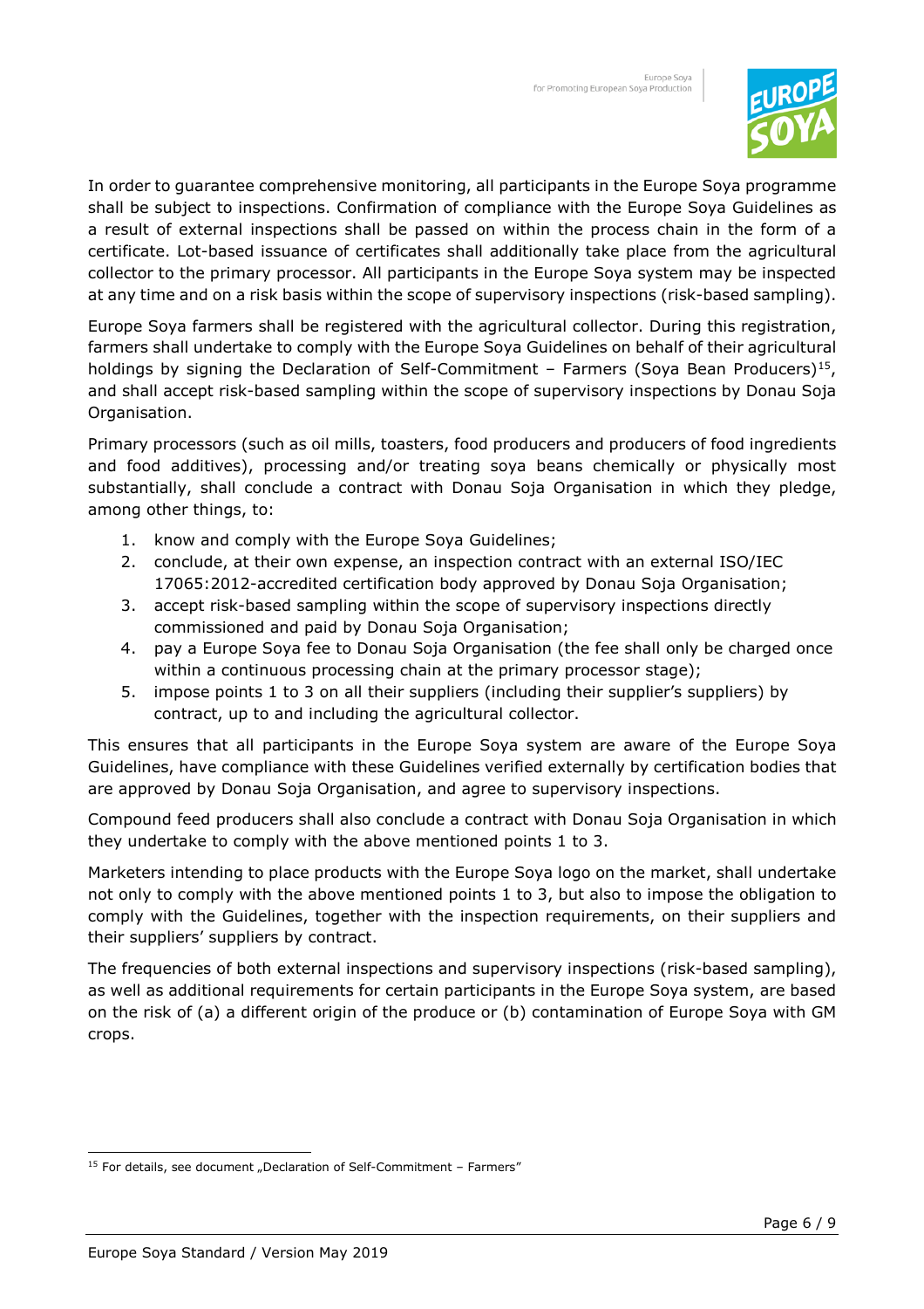In order to guarantee comprehensive monitoring, all participants in the Europe Soya programme shall be subject to inspections. Confirmation of compliance with the Europe Soya Guidelines as a result of external inspections shall be passed on within the process chain in the form of a certificate. Lot-based issuance of certificates shall additionally take place from the agricultural collector to the primary processor. All participants in the Europe Soya system may be inspected at any time and on a risk basis within the scope of supervisory inspections (risk-based sampling).

Europe Soya farmers shall be registered with the agricultural collector. During this registration, farmers shall undertake to comply with the Europe Soya Guidelines on behalf of their agricultural holdings by signing the Declaration of Self-Commitment – Farmers (Soya Bean Producers)[15], and shall accept risk-based sampling within the scope of supervisory inspections by Donau Soja Organisation.

Primary processors (such as oil mills, toasters, food producers and producers of food ingredients and food additives), processing and/or treating soya beans chemically or physically most substantially, shall conclude a contract with Donau Soja Organisation in which they pledge, among other things, to:

1. know and comply with the Europe Soya Guidelines;
2. conclude, at their own expense, an inspection contract with an external ISO/IEC 17065:2012-accredited certification body approved by Donau Soja Organisation;
3. accept risk-based sampling within the scope of supervisory inspections directly commissioned and paid by Donau Soja Organisation;
4. pay a Europe Soya fee to Donau Soja Organisation (the fee shall only be charged once within a continuous processing chain at the primary processor stage);
5. impose points 1 to 3 on all their suppliers (including their supplier's suppliers) by contract, up to and including the agricultural collector.

This ensures that all participants in the Europe Soya system are aware of the Europe Soya Guidelines, have compliance with these Guidelines verified externally by certification bodies that are approved by Donau Soja Organisation, and agree to supervisory inspections.

Compound feed producers shall also conclude a contract with Donau Soja Organisation in which they undertake to comply with the above mentioned points 1 to 3.

Marketers intending to place products with the Europe Soya logo on the market, shall undertake not only to comply with the above mentioned points 1 to 3, but also to impose the obligation to comply with the Guidelines, together with the inspection requirements, on their suppliers and their suppliers' suppliers by contract.

The frequencies of both external inspections and supervisory inspections (risk-based sampling), as well as additional requirements for certain participants in the Europe Soya system, are based on the risk of (a) a different origin of the produce or (b) contamination of Europe Soya with GM crops.

[15] For details, see document „Declaration of Self-Commitment – Farmers"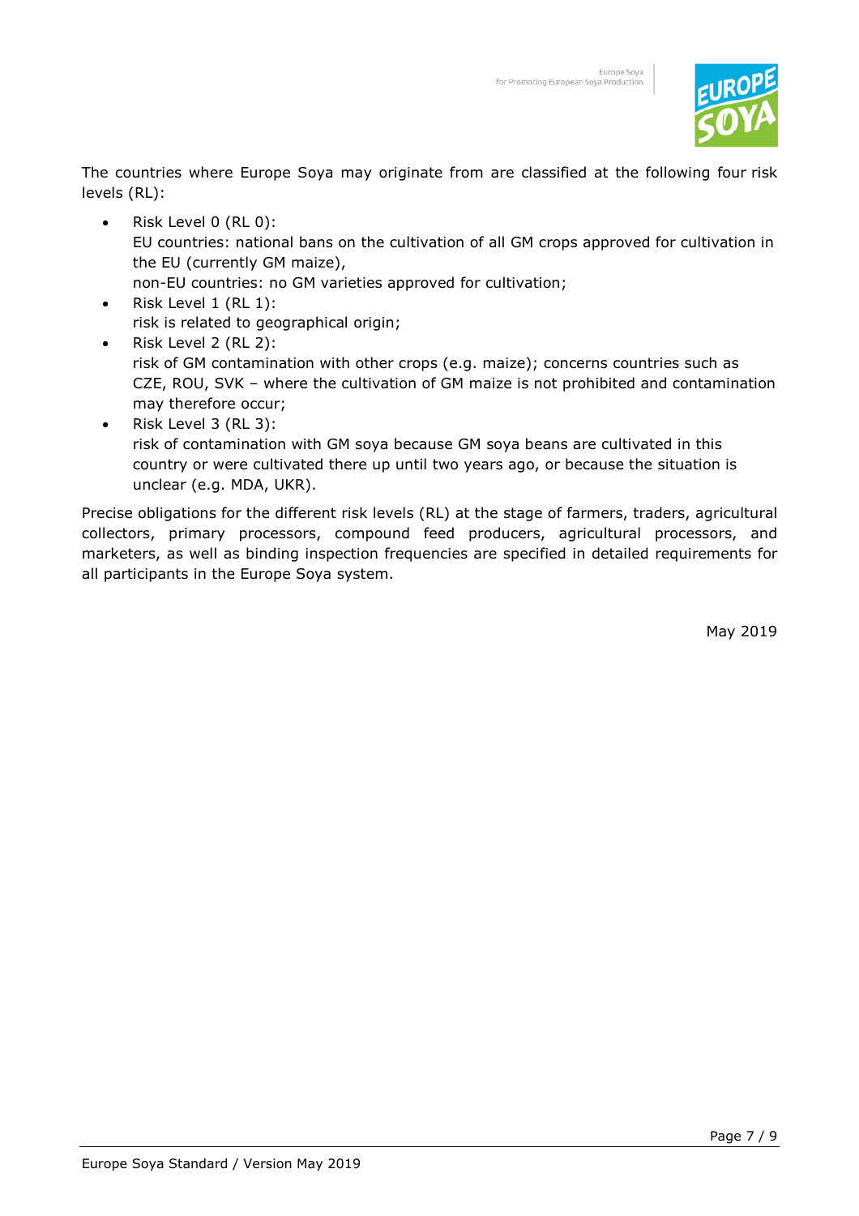The countries where Europe Soya may originate from are classified at the following four risk levels (RL):

- Risk Level 0 (RL 0):
  EU countries: national bans on the cultivation of all GM crops approved for cultivation in the EU (currently GM maize),
  non-EU countries: no GM varieties approved for cultivation;
- Risk Level 1 (RL 1):
  risk is related to geographical origin;
- Risk Level 2 (RL 2):
  risk of GM contamination with other crops (e.g. maize); concerns countries such as CZE, ROU, SVK – where the cultivation of GM maize is not prohibited and contamination may therefore occur;
- Risk Level 3 (RL 3):
  risk of contamination with GM soya because GM soya beans are cultivated in this country or were cultivated there up until two years ago, or because the situation is unclear (e.g. MDA, UKR).

Precise obligations for the different risk levels (RL) at the stage of farmers, traders, agricultural collectors, primary processors, compound feed producers, agricultural processors, and marketers, as well as binding inspection frequencies are specified in detailed requirements for all participants in the Europe Soya system.

May 2019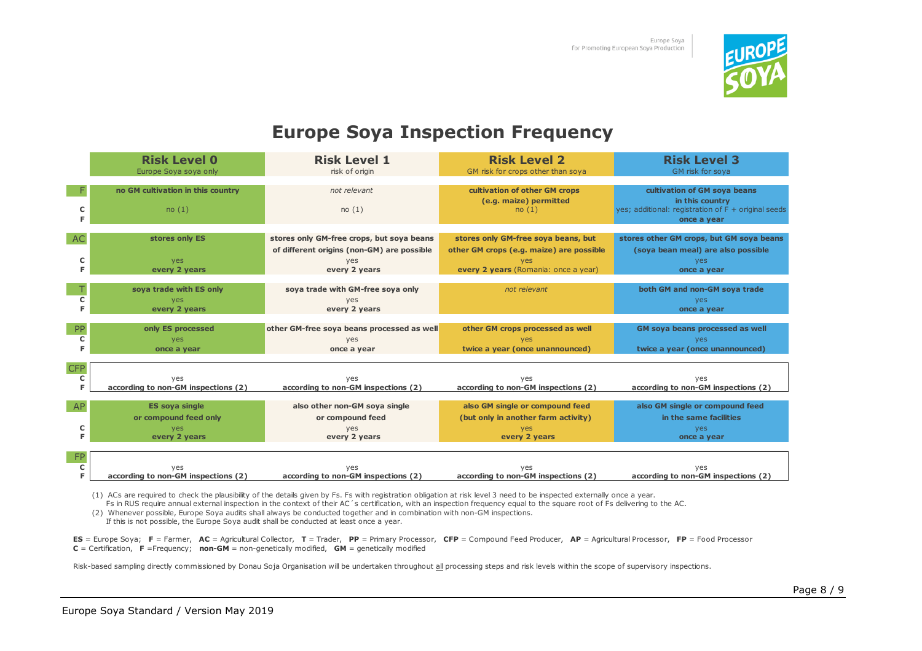# Europe Soya Inspection Frequency

| | **Risk Level 0** Europe Soya soya only | **Risk Level 1** risk of origin | **Risk Level 2** GM risk for crops other than soya | **Risk Level 3** GM risk for soya |
|---|---|---|---|---|
| **F** | **no GM cultivation in this country** | *not relevant* | **cultivation of other GM crops (e.g. maize) permitted** | **cultivation of GM soya beans in this country** |
| C | no (1) | no (1) | no (1) | yes; additional: registration of F + original seeds |
| F | | | | **once a year** |
| **AC** | **stores only ES** | **stores only GM-free crops, but soya beans of different origins (non-GM) are possible** | **stores only GM-free soya beans, but other GM crops (e.g. maize) are possible** | **stores other GM crops, but GM soya beans (soya bean meal) are also possible** |
| C | yes | yes | yes | yes |
| F | **every 2 years** | **every 2 years** | **every 2 years** (Romania: once a year) | **once a year** |
| **T** | **soya trade with ES only** | **soya trade with GM-free soya only** | *not relevant* | **both GM and non-GM soya trade** |
| C | yes | yes | | yes |
| F | **every 2 years** | **every 2 years** | | **once a year** |
| **PP** | **only ES processed** | **other GM-free soya beans processed as well** | **other GM crops processed as well** | **GM soya beans processed as well** |
| C | yes | yes | yes | yes |
| F | **once a year** | **once a year** | **twice a year (once unannounced)** | **twice a year (once unannounced)** |
| **CFP** | | | | |
| C | yes | yes | yes | yes |
| F | **according to non-GM inspections (2)** | **according to non-GM inspections (2)** | **according to non-GM inspections (2)** | **according to non-GM inspections (2)** |
| **AP** | **ES soya single or compound feed only** | **also other non-GM soya single or compound feed** | **also GM single or compound feed (but only in another farm activity)** | **also GM single or compound feed in the same facilities** |
| C | yes | yes | yes | yes |
| F | **every 2 years** | **every 2 years** | **every 2 years** | **once a year** |
| **FP** | | | | |
| C | yes | yes | yes | yes |
| F | **according to non-GM inspections (2)** | **according to non-GM inspections (2)** | **according to non-GM inspections (2)** | **according to non-GM inspections (2)** |

(1) ACs are required to check the plausibility of the details given by Fs. Fs with registration obligation at risk level 3 need to be inspected externally once a year.
Fs in RUS require annual external inspection in the context of their AC´s certification, with an inspection frequency equal to the square root of Fs delivering to the AC.

(2) Whenever possible, Europe Soya audits shall always be conducted together and in combination with non-GM inspections.
If this is not possible, the Europe Soya audit shall be conducted at least once a year.

**ES** = Europe Soya; **F** = Farmer, **AC** = Agricultural Collector, **T** = Trader, **PP** = Primary Processor, **CFP** = Compound Feed Producer, **AP** = Agricultural Processor, **FP** = Food Processor
**C** = Certification, **F** =Frequency; **non-GM** = non-genetically modified, **GM** = genetically modified

Risk-based sampling directly commissioned by Donau Soja Organisation will be undertaken throughout all processing steps and risk levels within the scope of supervisory inspections.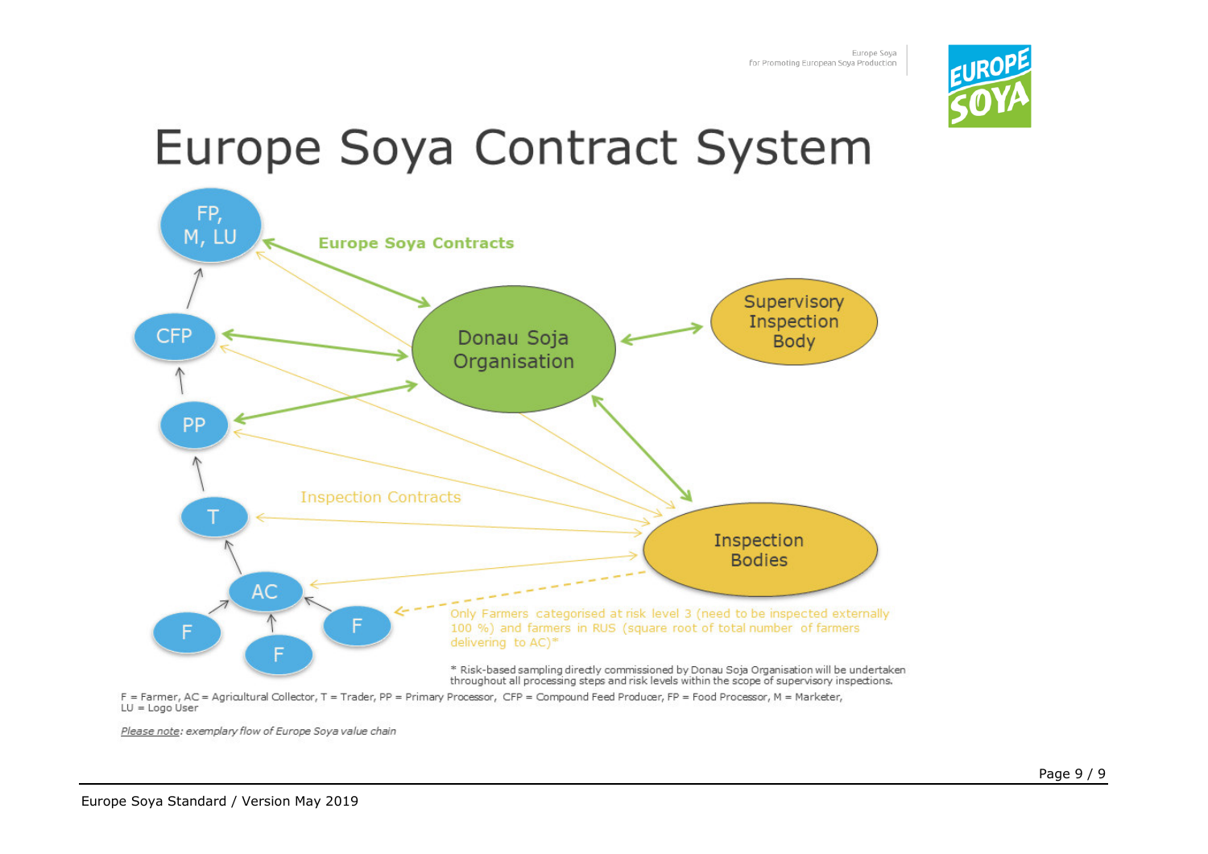# Europe Soya Contract System

FP, M, LU

CFP

PP

T

AC

F

F

F

Europe Soya Contracts

Donau Soja Organisation

Supervisory Inspection Body

Inspection Contracts

Inspection Bodies

Only Farmers categorised at risk level 3 (need to be inspected externally 100 %) and farmers in RUS (square root of total number of farmers delivering to AC)*

\* Risk-based sampling directly commissioned by Donau Soja Organisation will be undertaken throughout all processing steps and risk levels within the scope of supervisory inspections.

F = Farmer, AC = Agricultural Collector, T = Trader, PP = Primary Processor, CFP = Compound Feed Producer, FP = Food Processor, M = Marketer, LU = Logo User

*Please note: exemplary flow of Europe Soya value chain*